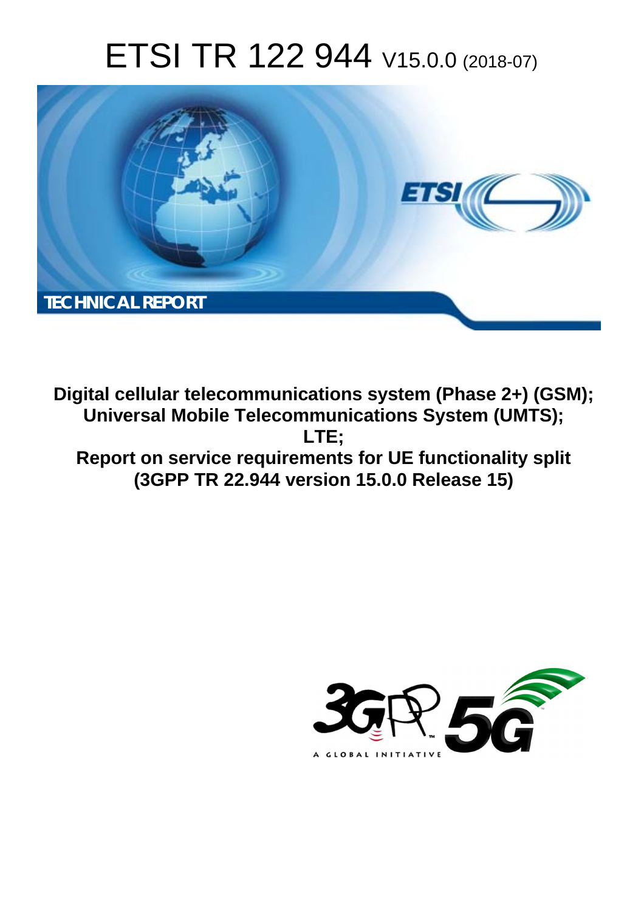# ETSI TR 122 944 V15.0.0 (2018-07)

TECHNICAL REPORT

**Digital cellular telecommunications system (Phase 2+) (GSM);**
**Universal Mobile Telecommunications System (UMTS);**
**LTE;**
**Report on service requirements for UE functionality split**
**(3GPP TR 22.944 version 15.0.0 Release 15)**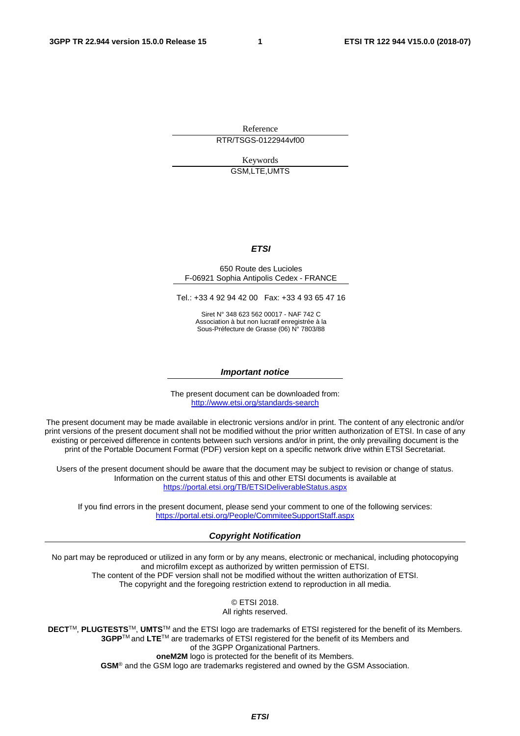Reference

RTR/TSGS-0122944vf00

Keywords

GSM,LTE,UMTS

***ETSI***

650 Route des Lucioles
F-06921 Sophia Antipolis Cedex - FRANCE

Tel.: +33 4 92 94 42 00   Fax: +33 4 93 65 47 16

Siret N° 348 623 562 00017 - NAF 742 C
Association à but non lucratif enregistrée à la
Sous-Préfecture de Grasse (06) N° 7803/88

***Important notice***

The present document can be downloaded from:
http://www.etsi.org/standards-search

The present document may be made available in electronic versions and/or in print. The content of any electronic and/or print versions of the present document shall not be modified without the prior written authorization of ETSI. In case of any existing or perceived difference in contents between such versions and/or in print, the only prevailing document is the print of the Portable Document Format (PDF) version kept on a specific network drive within ETSI Secretariat.

Users of the present document should be aware that the document may be subject to revision or change of status. Information on the current status of this and other ETSI documents is available at
https://portal.etsi.org/TB/ETSIDeliverableStatus.aspx

If you find errors in the present document, please send your comment to one of the following services:
https://portal.etsi.org/People/CommiteeSupportStaff.aspx

***Copyright Notification***

No part may be reproduced or utilized in any form or by any means, electronic or mechanical, including photocopying and microfilm except as authorized by written permission of ETSI.
The content of the PDF version shall not be modified without the written authorization of ETSI.
The copyright and the foregoing restriction extend to reproduction in all media.

© ETSI 2018.
All rights reserved.

**DECT**™, **PLUGTESTS**™, **UMTS**™ and the ETSI logo are trademarks of ETSI registered for the benefit of its Members.
**3GPP**™ and **LTE**™ are trademarks of ETSI registered for the benefit of its Members and of the 3GPP Organizational Partners.
**oneM2M** logo is protected for the benefit of its Members.
**GSM**® and the GSM logo are trademarks registered and owned by the GSM Association.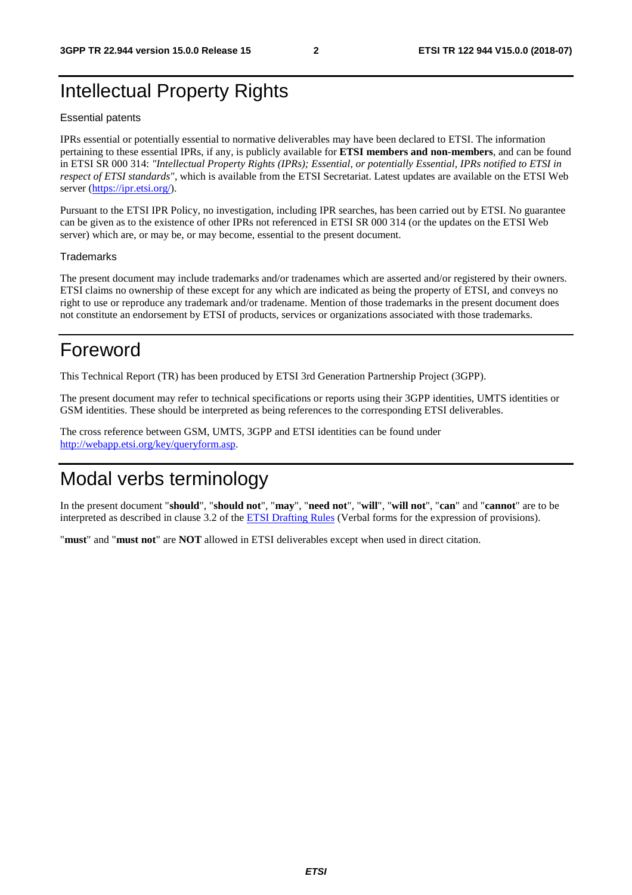# Intellectual Property Rights

Essential patents

IPRs essential or potentially essential to normative deliverables may have been declared to ETSI. The information pertaining to these essential IPRs, if any, is publicly available for **ETSI members and non-members**, and can be found in ETSI SR 000 314: *"Intellectual Property Rights (IPRs); Essential, or potentially Essential, IPRs notified to ETSI in respect of ETSI standards"*, which is available from the ETSI Secretariat. Latest updates are available on the ETSI Web server (https://ipr.etsi.org/).

Pursuant to the ETSI IPR Policy, no investigation, including IPR searches, has been carried out by ETSI. No guarantee can be given as to the existence of other IPRs not referenced in ETSI SR 000 314 (or the updates on the ETSI Web server) which are, or may be, or may become, essential to the present document.

Trademarks

The present document may include trademarks and/or tradenames which are asserted and/or registered by their owners. ETSI claims no ownership of these except for any which are indicated as being the property of ETSI, and conveys no right to use or reproduce any trademark and/or tradename. Mention of those trademarks in the present document does not constitute an endorsement by ETSI of products, services or organizations associated with those trademarks.

# Foreword

This Technical Report (TR) has been produced by ETSI 3rd Generation Partnership Project (3GPP).

The present document may refer to technical specifications or reports using their 3GPP identities, UMTS identities or GSM identities. These should be interpreted as being references to the corresponding ETSI deliverables.

The cross reference between GSM, UMTS, 3GPP and ETSI identities can be found under http://webapp.etsi.org/key/queryform.asp.

# Modal verbs terminology

In the present document "**should**", "**should not**", "**may**", "**need not**", "**will**", "**will not**", "**can**" and "**cannot**" are to be interpreted as described in clause 3.2 of the ETSI Drafting Rules (Verbal forms for the expression of provisions).

"**must**" and "**must not**" are **NOT** allowed in ETSI deliverables except when used in direct citation.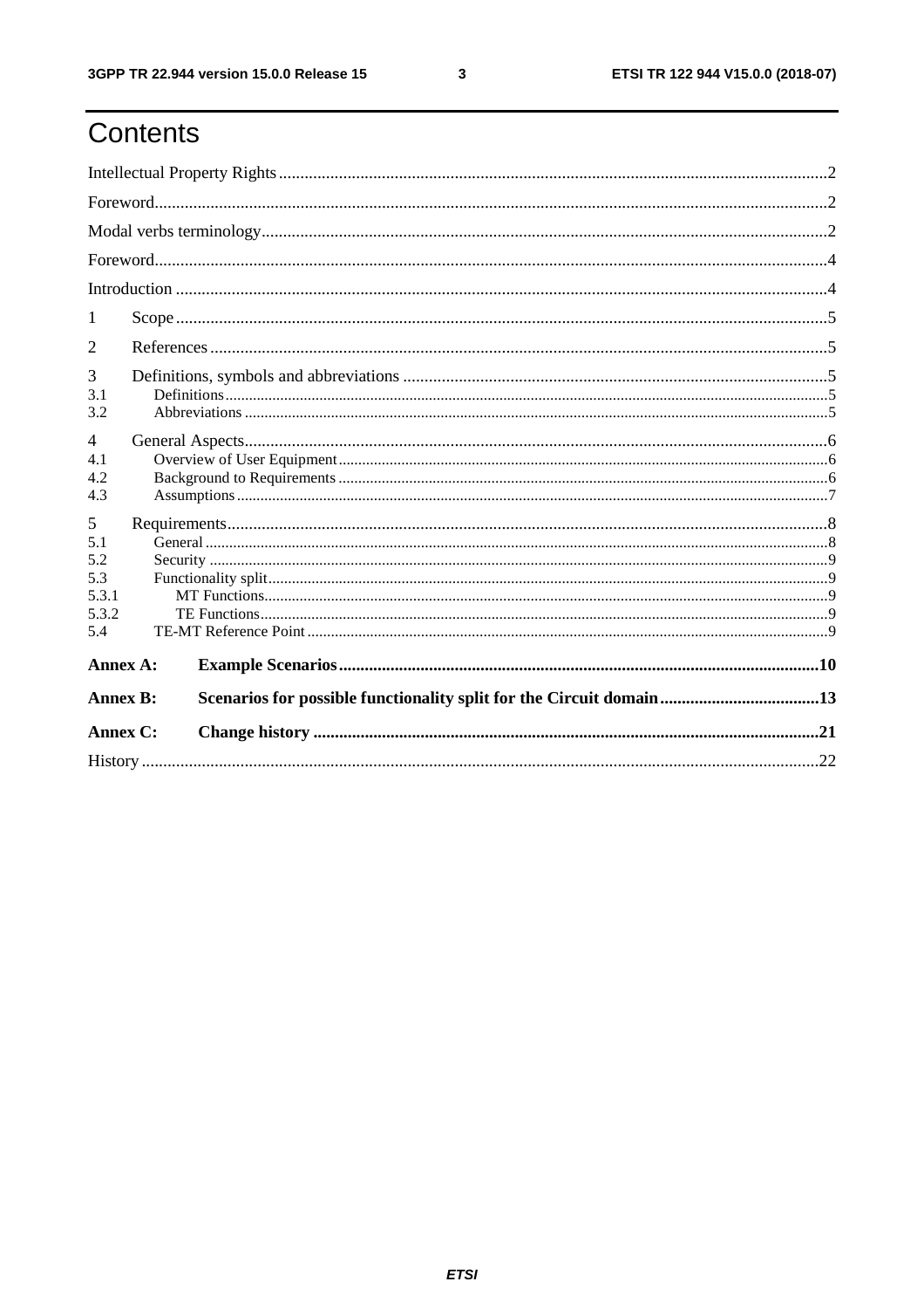# Contents

Intellectual Property Rights........................................................2

Foreword........................................................2

Modal verbs terminology........................................................2

Foreword........................................................4

Introduction........................................................4

1 Scope........................................................5

2 References........................................................5

3 Definitions, symbols and abbreviations........................................................5

3.1 Definitions........................................................5

3.2 Abbreviations........................................................5

4 General Aspects........................................................6

4.1 Overview of User Equipment........................................................6

4.2 Background to Requirements........................................................6

4.3 Assumptions........................................................7

5 Requirements........................................................8

5.1 General........................................................8

5.2 Security........................................................9

5.3 Functionality split........................................................9

5.3.1 MT Functions........................................................9

5.3.2 TE Functions........................................................9

5.4 TE-MT Reference Point........................................................9

**Annex A: Example Scenarios........................................................10**

**Annex B: Scenarios for possible functionality split for the Circuit domain........................................................13**

**Annex C: Change history........................................................21**

History........................................................22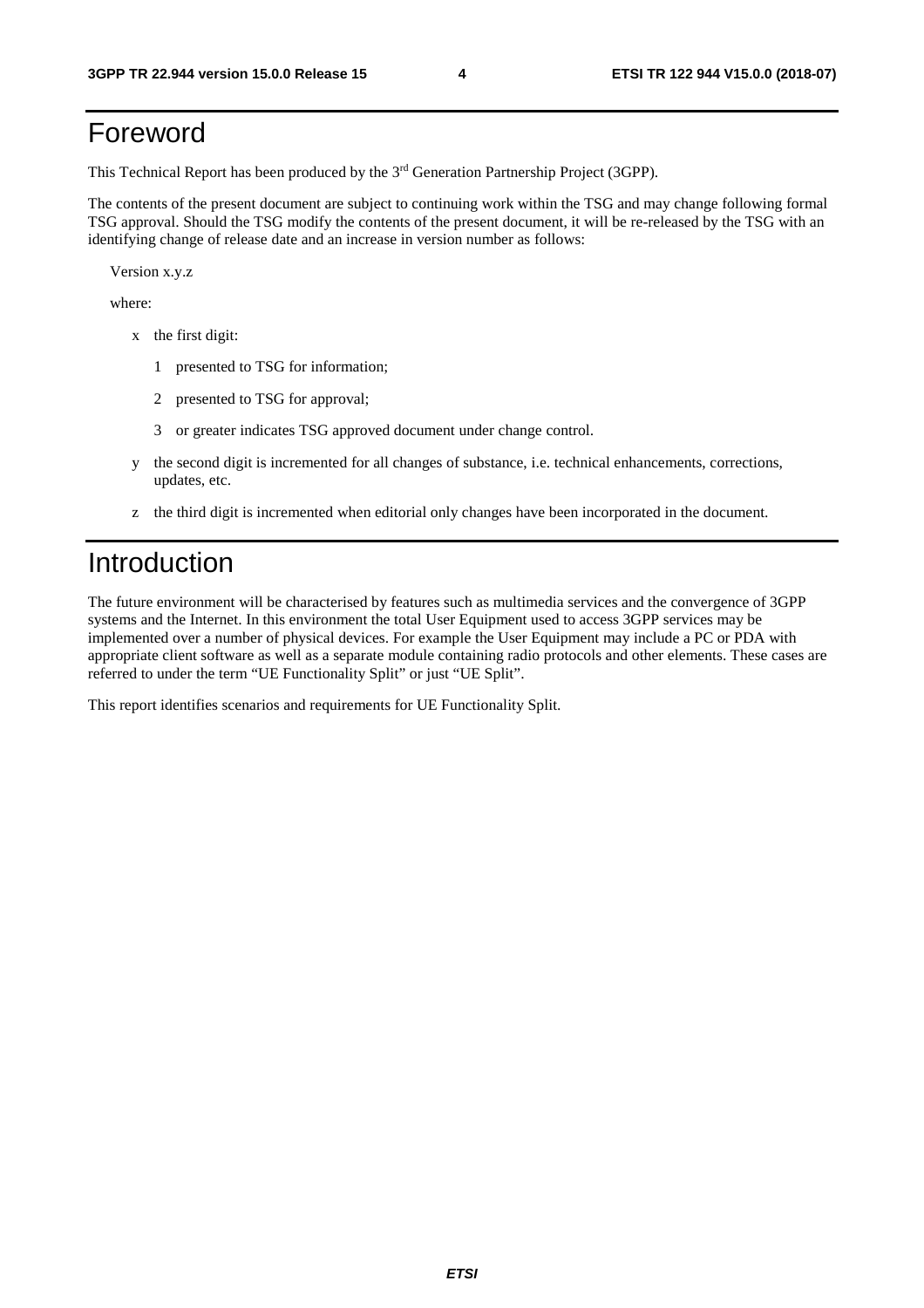# Foreword

This Technical Report has been produced by the 3rd Generation Partnership Project (3GPP).

The contents of the present document are subject to continuing work within the TSG and may change following formal TSG approval. Should the TSG modify the contents of the present document, it will be re-released by the TSG with an identifying change of release date and an increase in version number as follows:

Version x.y.z

where:

- x the first digit:
  - 1 presented to TSG for information;
  - 2 presented to TSG for approval;
  - 3 or greater indicates TSG approved document under change control.
- y the second digit is incremented for all changes of substance, i.e. technical enhancements, corrections, updates, etc.
- z the third digit is incremented when editorial only changes have been incorporated in the document.

# Introduction

The future environment will be characterised by features such as multimedia services and the convergence of 3GPP systems and the Internet. In this environment the total User Equipment used to access 3GPP services may be implemented over a number of physical devices. For example the User Equipment may include a PC or PDA with appropriate client software as well as a separate module containing radio protocols and other elements. These cases are referred to under the term "UE Functionality Split" or just "UE Split".

This report identifies scenarios and requirements for UE Functionality Split.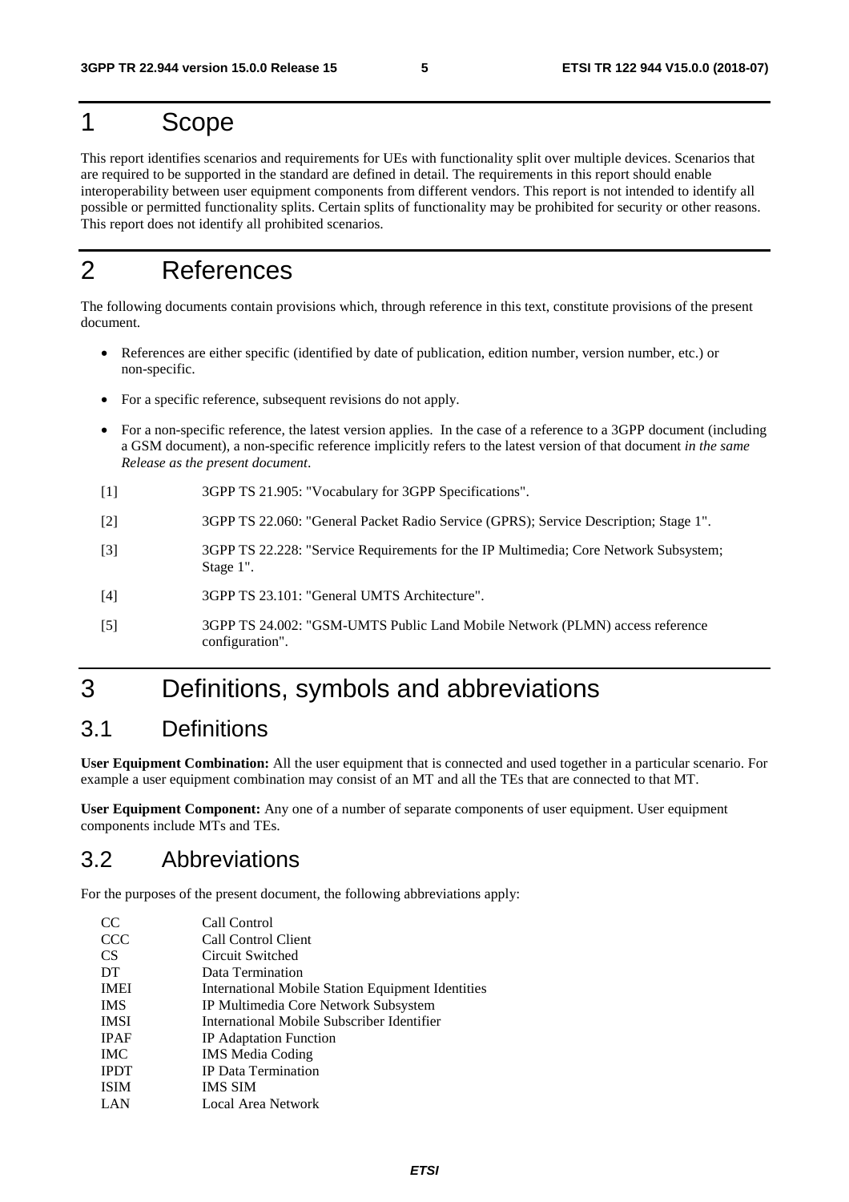# 1 Scope

This report identifies scenarios and requirements for UEs with functionality split over multiple devices. Scenarios that are required to be supported in the standard are defined in detail. The requirements in this report should enable interoperability between user equipment components from different vendors. This report is not intended to identify all possible or permitted functionality splits. Certain splits of functionality may be prohibited for security or other reasons. This report does not identify all prohibited scenarios.

# 2 References

The following documents contain provisions which, through reference in this text, constitute provisions of the present document.

- References are either specific (identified by date of publication, edition number, version number, etc.) or non-specific.
- For a specific reference, subsequent revisions do not apply.
- For a non-specific reference, the latest version applies. In the case of a reference to a 3GPP document (including a GSM document), a non-specific reference implicitly refers to the latest version of that document *in the same Release as the present document*.

[1] 3GPP TS 21.905: "Vocabulary for 3GPP Specifications".

[2] 3GPP TS 22.060: "General Packet Radio Service (GPRS); Service Description; Stage 1".

[3] 3GPP TS 22.228: "Service Requirements for the IP Multimedia; Core Network Subsystem; Stage 1".

[4] 3GPP TS 23.101: "General UMTS Architecture".

[5] 3GPP TS 24.002: "GSM-UMTS Public Land Mobile Network (PLMN) access reference configuration".

# 3 Definitions, symbols and abbreviations

## 3.1 Definitions

**User Equipment Combination:** All the user equipment that is connected and used together in a particular scenario. For example a user equipment combination may consist of an MT and all the TEs that are connected to that MT.

**User Equipment Component:** Any one of a number of separate components of user equipment. User equipment components include MTs and TEs.

## 3.2 Abbreviations

For the purposes of the present document, the following abbreviations apply:

| | |
|---|---|
| CC | Call Control |
| CCC | Call Control Client |
| CS | Circuit Switched |
| DT | Data Termination |
| IMEI | International Mobile Station Equipment Identities |
| IMS | IP Multimedia Core Network Subsystem |
| IMSI | International Mobile Subscriber Identifier |
| IPAF | IP Adaptation Function |
| IMC | IMS Media Coding |
| IPDT | IP Data Termination |
| ISIM | IMS SIM |
| LAN | Local Area Network |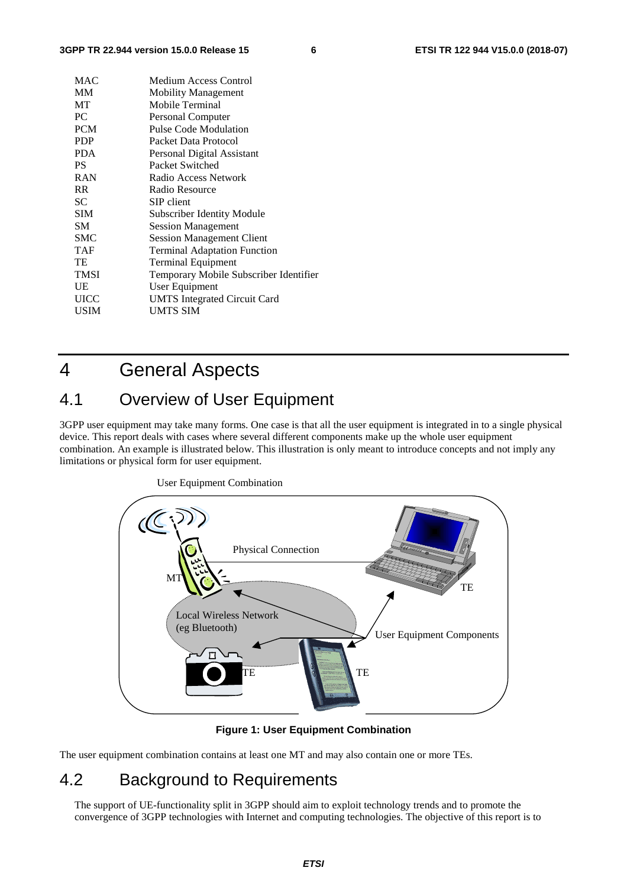| | |
|---|---|
| MAC | Medium Access Control |
| MM | Mobility Management |
| MT | Mobile Terminal |
| PC | Personal Computer |
| PCM | Pulse Code Modulation |
| PDP | Packet Data Protocol |
| PDA | Personal Digital Assistant |
| PS | Packet Switched |
| RAN | Radio Access Network |
| RR | Radio Resource |
| SC | SIP client |
| SIM | Subscriber Identity Module |
| SM | Session Management |
| SMC | Session Management Client |
| TAF | Terminal Adaptation Function |
| TE | Terminal Equipment |
| TMSI | Temporary Mobile Subscriber Identifier |
| UE | User Equipment |
| UICC | UMTS Integrated Circuit Card |
| USIM | UMTS SIM |

# 4 General Aspects

## 4.1 Overview of User Equipment

3GPP user equipment may take many forms. One case is that all the user equipment is integrated in to a single physical device. This report deals with cases where several different components make up the whole user equipment combination. An example is illustrated below. This illustration is only meant to introduce concepts and not imply any limitations or physical form for user equipment.

User Equipment Combination

Physical Connection

MT

TE

Local Wireless Network (eg Bluetooth)

User Equipment Components

TE

TE

**Figure 1: User Equipment Combination**

The user equipment combination contains at least one MT and may also contain one or more TEs.

## 4.2 Background to Requirements

The support of UE-functionality split in 3GPP should aim to exploit technology trends and to promote the convergence of 3GPP technologies with Internet and computing technologies. The objective of this report is to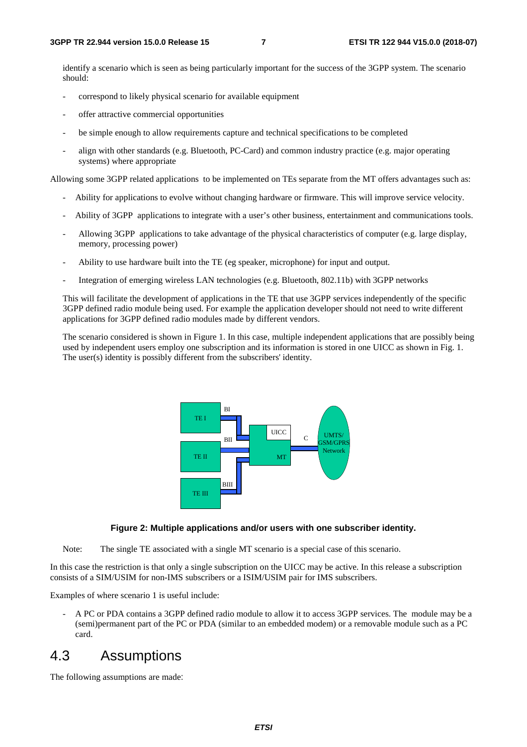identify a scenario which is seen as being particularly important for the success of the 3GPP system. The scenario should:

- correspond to likely physical scenario for available equipment
- offer attractive commercial opportunities
- be simple enough to allow requirements capture and technical specifications to be completed
- align with other standards (e.g. Bluetooth, PC-Card) and common industry practice (e.g. major operating systems) where appropriate

Allowing some 3GPP related applications to be implemented on TEs separate from the MT offers advantages such as:

- Ability for applications to evolve without changing hardware or firmware. This will improve service velocity.
- Ability of 3GPP applications to integrate with a user's other business, entertainment and communications tools.
- Allowing 3GPP applications to take advantage of the physical characteristics of computer (e.g. large display, memory, processing power)
- Ability to use hardware built into the TE (eg speaker, microphone) for input and output.
- Integration of emerging wireless LAN technologies (e.g. Bluetooth, 802.11b) with 3GPP networks

This will facilitate the development of applications in the TE that use 3GPP services independently of the specific 3GPP defined radio module being used. For example the application developer should not need to write different applications for 3GPP defined radio modules made by different vendors.

The scenario considered is shown in Figure 1. In this case, multiple independent applications that are possibly being used by independent users employ one subscription and its information is stored in one UICC as shown in Fig. 1. The user(s) identity is possibly different from the subscribers' identity.

**Figure 2: Multiple applications and/or users with one subscriber identity.**

Note: The single TE associated with a single MT scenario is a special case of this scenario.

In this case the restriction is that only a single subscription on the UICC may be active. In this release a subscription consists of a SIM/USIM for non-IMS subscribers or a ISIM/USIM pair for IMS subscribers.

Examples of where scenario 1 is useful include:

- A PC or PDA contains a 3GPP defined radio module to allow it to access 3GPP services. The module may be a (semi)permanent part of the PC or PDA (similar to an embedded modem) or a removable module such as a PC card.

## 4.3 Assumptions

The following assumptions are made: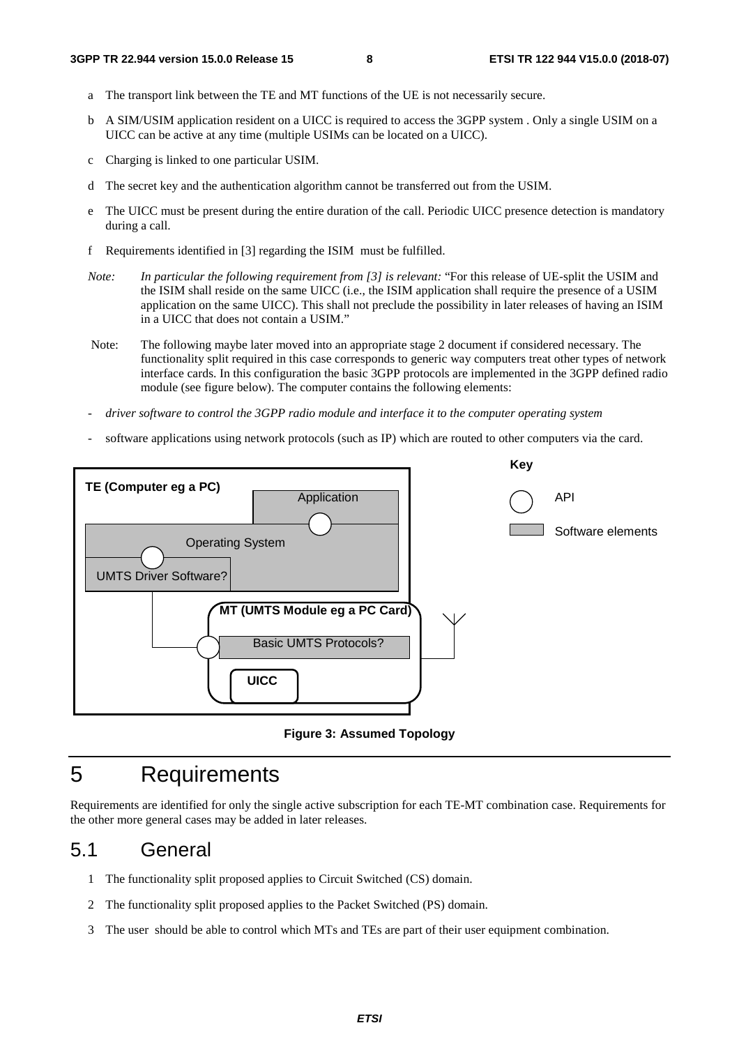a The transport link between the TE and MT functions of the UE is not necessarily secure.

b A SIM/USIM application resident on a UICC is required to access the 3GPP system . Only a single USIM on a UICC can be active at any time (multiple USIMs can be located on a UICC).

c Charging is linked to one particular USIM.

d The secret key and the authentication algorithm cannot be transferred out from the USIM.

e The UICC must be present during the entire duration of the call. Periodic UICC presence detection is mandatory during a call.

f Requirements identified in [3] regarding the ISIM must be fulfilled.

*Note: In particular the following requirement from [3] is relevant:* "For this release of UE-split the USIM and the ISIM shall reside on the same UICC (i.e., the ISIM application shall require the presence of a USIM application on the same UICC). This shall not preclude the possibility in later releases of having an ISIM in a UICC that does not contain a USIM."

Note: The following maybe later moved into an appropriate stage 2 document if considered necessary. The functionality split required in this case corresponds to generic way computers treat other types of network interface cards. In this configuration the basic 3GPP protocols are implemented in the 3GPP defined radio module (see figure below). The computer contains the following elements:

- *driver software to control the 3GPP radio module and interface it to the computer operating system*
- software applications using network protocols (such as IP) which are routed to other computers via the card.

**Figure 3: Assumed Topology**

# 5 Requirements

Requirements are identified for only the single active subscription for each TE-MT combination case. Requirements for the other more general cases may be added in later releases.

## 5.1 General

1 The functionality split proposed applies to Circuit Switched (CS) domain.

2 The functionality split proposed applies to the Packet Switched (PS) domain.

3 The user should be able to control which MTs and TEs are part of their user equipment combination.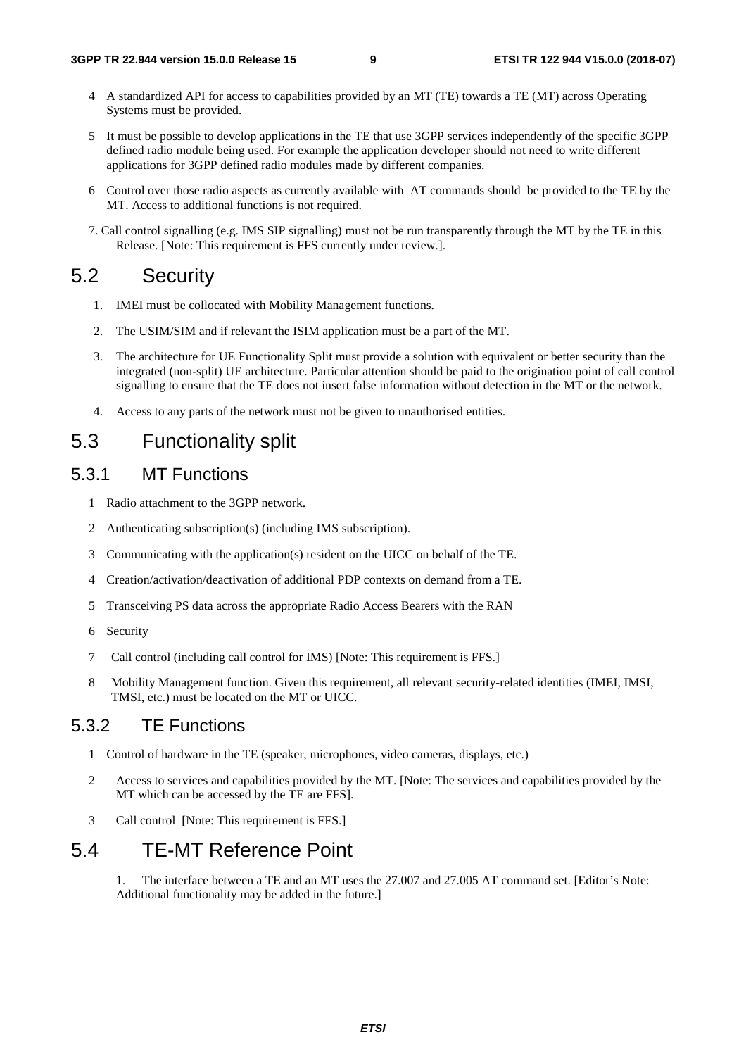4 A standardized API for access to capabilities provided by an MT (TE) towards a TE (MT) across Operating Systems must be provided.

5 It must be possible to develop applications in the TE that use 3GPP services independently of the specific 3GPP defined radio module being used. For example the application developer should not need to write different applications for 3GPP defined radio modules made by different companies.

6 Control over those radio aspects as currently available with AT commands should be provided to the TE by the MT. Access to additional functions is not required.

7. Call control signalling (e.g. IMS SIP signalling) must not be run transparently through the MT by the TE in this Release. [Note: This requirement is FFS currently under review.].

## 5.2 Security

1. IMEI must be collocated with Mobility Management functions.
2. The USIM/SIM and if relevant the ISIM application must be a part of the MT.
3. The architecture for UE Functionality Split must provide a solution with equivalent or better security than the integrated (non-split) UE architecture. Particular attention should be paid to the origination point of call control signalling to ensure that the TE does not insert false information without detection in the MT or the network.
4. Access to any parts of the network must not be given to unauthorised entities.

## 5.3 Functionality split

### 5.3.1 MT Functions

1 Radio attachment to the 3GPP network.

2 Authenticating subscription(s) (including IMS subscription).

3 Communicating with the application(s) resident on the UICC on behalf of the TE.

4 Creation/activation/deactivation of additional PDP contexts on demand from a TE.

5 Transceiving PS data across the appropriate Radio Access Bearers with the RAN

6 Security

7 Call control (including call control for IMS) [Note: This requirement is FFS.]

8 Mobility Management function. Given this requirement, all relevant security-related identities (IMEI, IMSI, TMSI, etc.) must be located on the MT or UICC.

### 5.3.2 TE Functions

1 Control of hardware in the TE (speaker, microphones, video cameras, displays, etc.)

2 Access to services and capabilities provided by the MT. [Note: The services and capabilities provided by the MT which can be accessed by the TE are FFS].

3 Call control [Note: This requirement is FFS.]

## 5.4 TE-MT Reference Point

1. The interface between a TE and an MT uses the 27.007 and 27.005 AT command set. [Editor's Note: Additional functionality may be added in the future.]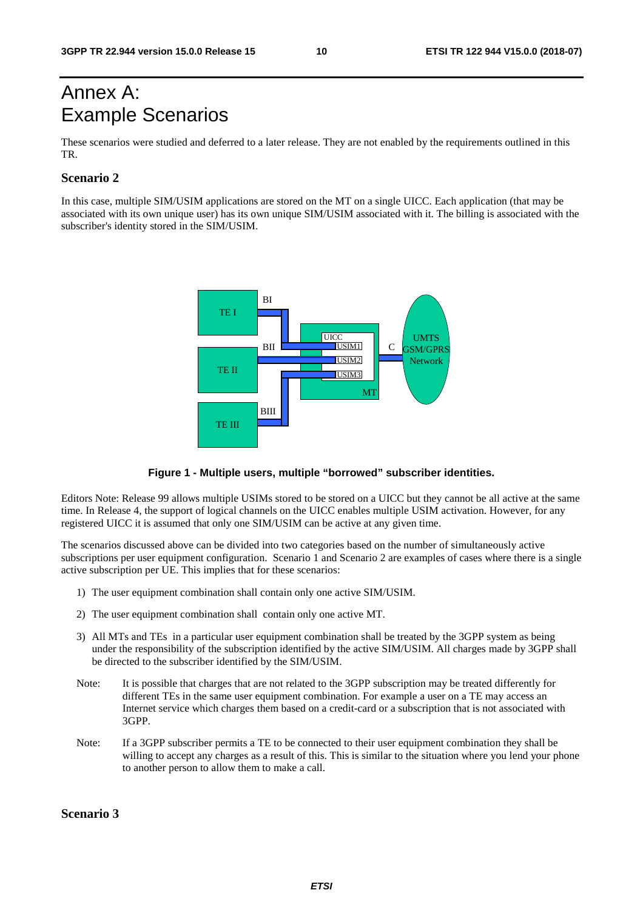# Annex A: Example Scenarios

These scenarios were studied and deferred to a later release. They are not enabled by the requirements outlined in this TR.

### Scenario 2

In this case, multiple SIM/USIM applications are stored on the MT on a single UICC. Each application (that may be associated with its own unique user) has its own unique SIM/USIM associated with it. The billing is associated with the subscriber's identity stored in the SIM/USIM.

**Figure 1 - Multiple users, multiple "borrowed" subscriber identities.**

Editors Note: Release 99 allows multiple USIMs stored to be stored on a UICC but they cannot be all active at the same time. In Release 4, the support of logical channels on the UICC enables multiple USIM activation. However, for any registered UICC it is assumed that only one SIM/USIM can be active at any given time.

The scenarios discussed above can be divided into two categories based on the number of simultaneously active subscriptions per user equipment configuration. Scenario 1 and Scenario 2 are examples of cases where there is a single active subscription per UE. This implies that for these scenarios:

1) The user equipment combination shall contain only one active SIM/USIM.

2) The user equipment combination shall contain only one active MT.

3) All MTs and TEs in a particular user equipment combination shall be treated by the 3GPP system as being under the responsibility of the subscription identified by the active SIM/USIM. All charges made by 3GPP shall be directed to the subscriber identified by the SIM/USIM.

Note: It is possible that charges that are not related to the 3GPP subscription may be treated differently for different TEs in the same user equipment combination. For example a user on a TE may access an Internet service which charges them based on a credit-card or a subscription that is not associated with 3GPP.

Note: If a 3GPP subscriber permits a TE to be connected to their user equipment combination they shall be willing to accept any charges as a result of this. This is similar to the situation where you lend your phone to another person to allow them to make a call.

### Scenario 3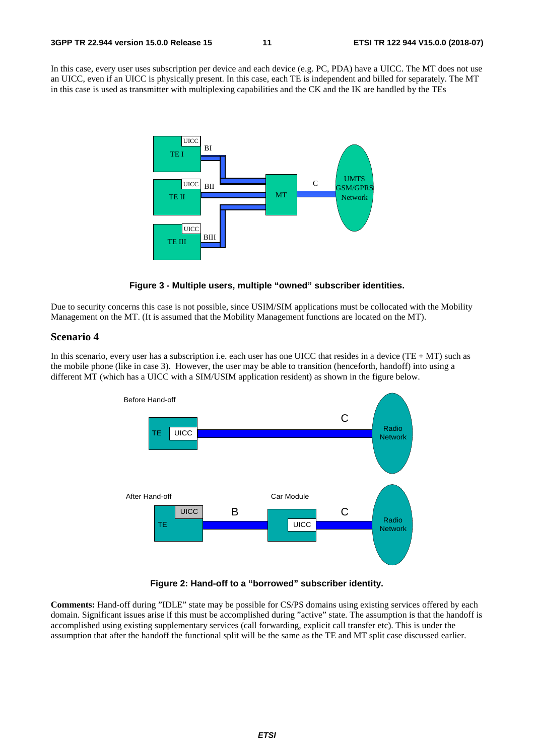In this case, every user uses subscription per device and each device (e.g. PC, PDA) have a UICC. The MT does not use an UICC, even if an UICC is physically present. In this case, each TE is independent and billed for separately. The MT in this case is used as transmitter with multiplexing capabilities and the CK and the IK are handled by the TEs

**Figure 3 - Multiple users, multiple "owned" subscriber identities.**

Due to security concerns this case is not possible, since USIM/SIM applications must be collocated with the Mobility Management on the MT. (It is assumed that the Mobility Management functions are located on the MT).

### Scenario 4

In this scenario, every user has a subscription i.e. each user has one UICC that resides in a device (TE + MT) such as the mobile phone (like in case 3). However, the user may be able to transition (henceforth, handoff) into using a different MT (which has a UICC with a SIM/USIM application resident) as shown in the figure below.

**Figure 2: Hand-off to a "borrowed" subscriber identity.**

**Comments:** Hand-off during "IDLE" state may be possible for CS/PS domains using existing services offered by each domain. Significant issues arise if this must be accomplished during "active" state. The assumption is that the handoff is accomplished using existing supplementary services (call forwarding, explicit call transfer etc). This is under the assumption that after the handoff the functional split will be the same as the TE and MT split case discussed earlier.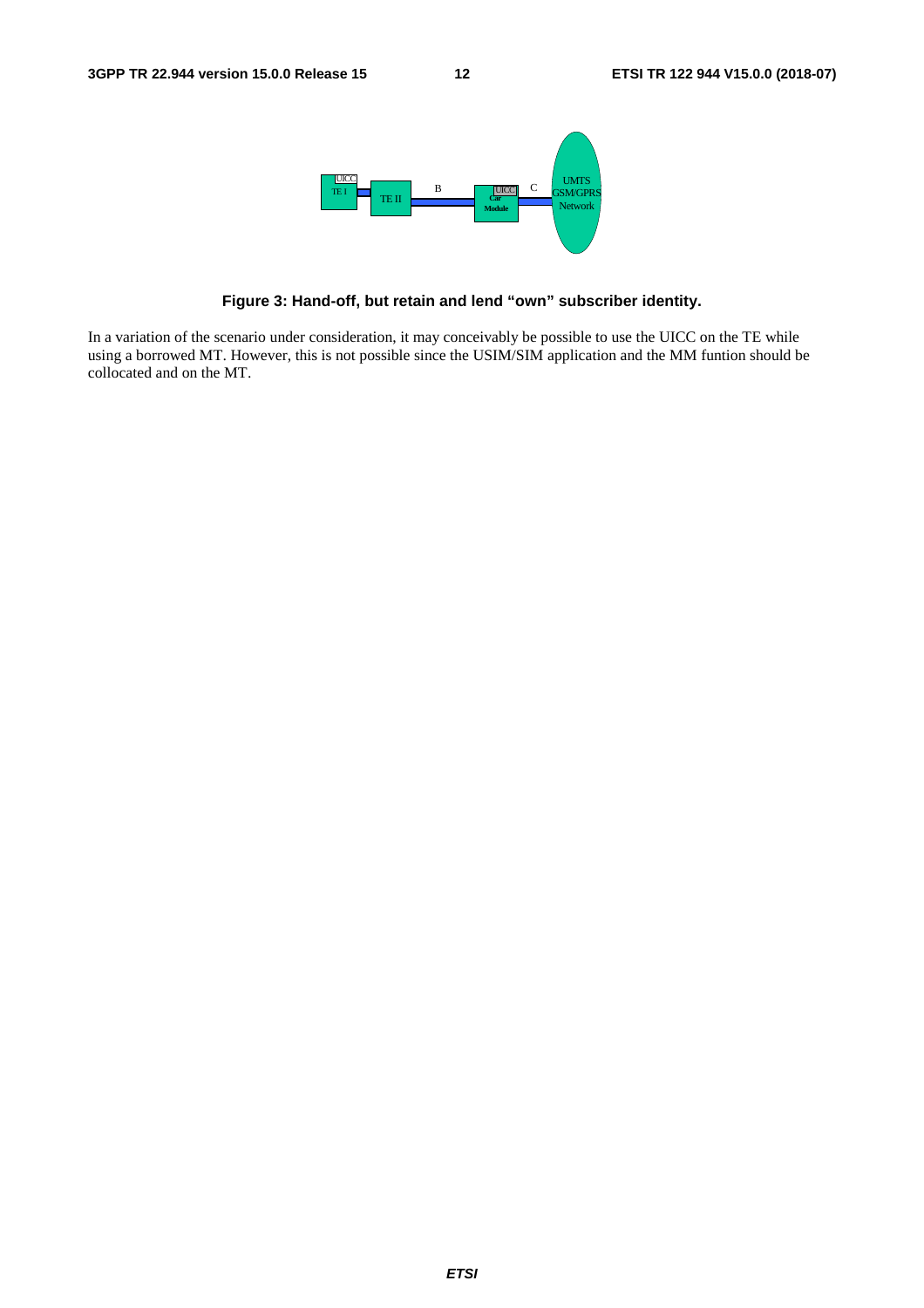**Figure 3: Hand-off, but retain and lend "own" subscriber identity.**

In a variation of the scenario under consideration, it may conceivably be possible to use the UICC on the TE while using a borrowed MT. However, this is not possible since the USIM/SIM application and the MM funtion should be collocated and on the MT.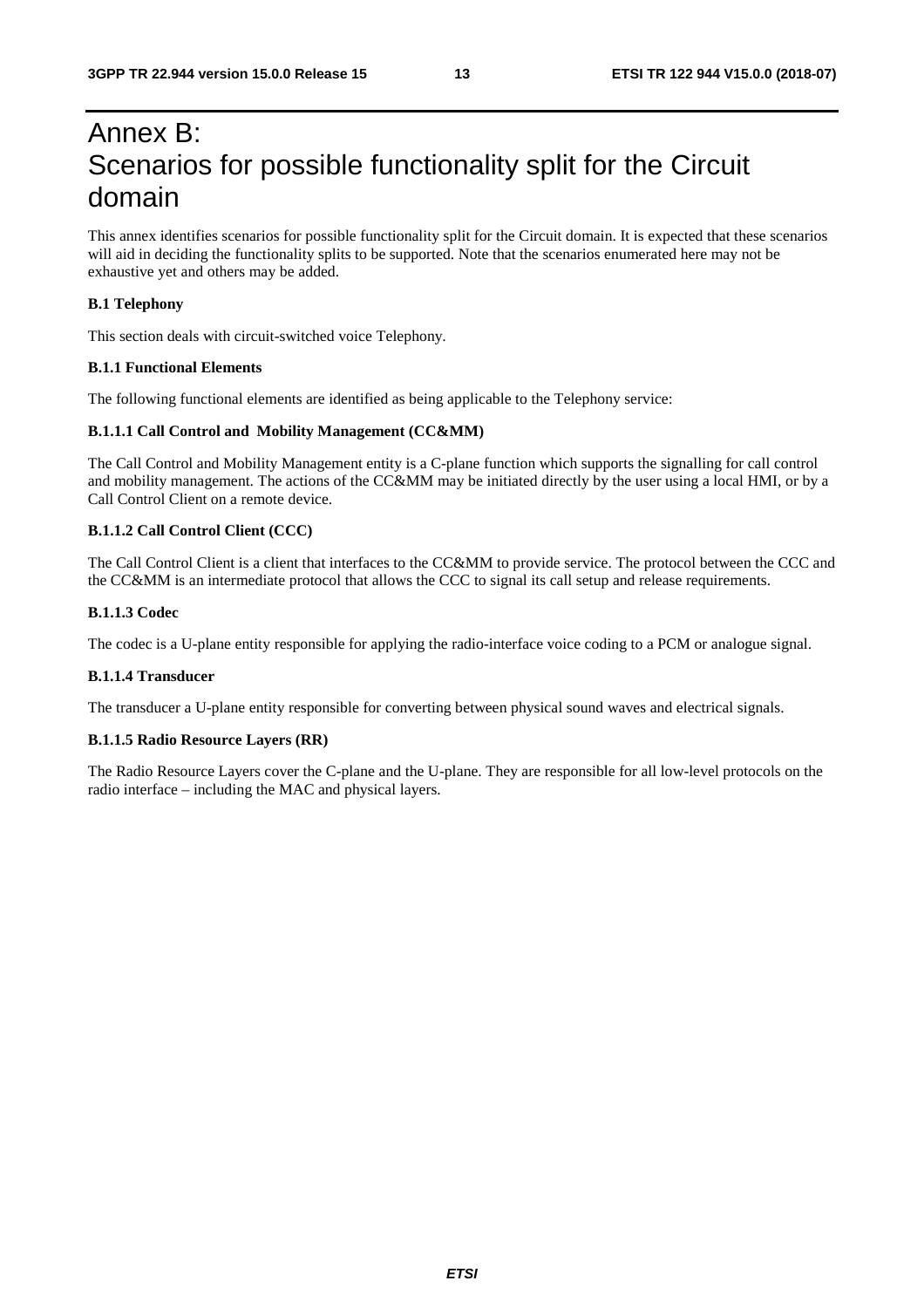# Annex B: Scenarios for possible functionality split for the Circuit domain

This annex identifies scenarios for possible functionality split for the Circuit domain. It is expected that these scenarios will aid in deciding the functionality splits to be supported. Note that the scenarios enumerated here may not be exhaustive yet and others may be added.

**B.1 Telephony**

This section deals with circuit-switched voice Telephony.

**B.1.1 Functional Elements**

The following functional elements are identified as being applicable to the Telephony service:

**B.1.1.1 Call Control and Mobility Management (CC&MM)**

The Call Control and Mobility Management entity is a C-plane function which supports the signalling for call control and mobility management. The actions of the CC&MM may be initiated directly by the user using a local HMI, or by a Call Control Client on a remote device.

**B.1.1.2 Call Control Client (CCC)**

The Call Control Client is a client that interfaces to the CC&MM to provide service. The protocol between the CCC and the CC&MM is an intermediate protocol that allows the CCC to signal its call setup and release requirements.

**B.1.1.3 Codec**

The codec is a U-plane entity responsible for applying the radio-interface voice coding to a PCM or analogue signal.

**B.1.1.4 Transducer**

The transducer a U-plane entity responsible for converting between physical sound waves and electrical signals.

**B.1.1.5 Radio Resource Layers (RR)**

The Radio Resource Layers cover the C-plane and the U-plane. They are responsible for all low-level protocols on the radio interface – including the MAC and physical layers.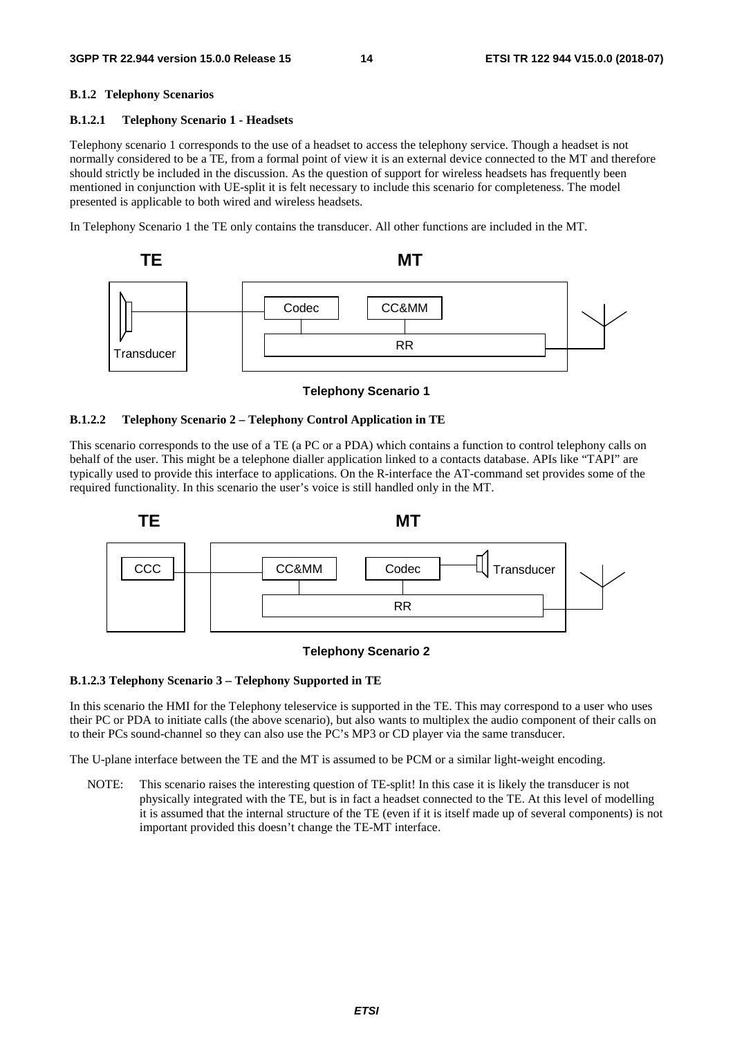### B.1.2 Telephony Scenarios

#### B.1.2.1 Telephony Scenario 1 - Headsets

Telephony scenario 1 corresponds to the use of a headset to access the telephony service. Though a headset is not normally considered to be a TE, from a formal point of view it is an external device connected to the MT and therefore should strictly be included in the discussion. As the question of support for wireless headsets has frequently been mentioned in conjunction with UE-split it is felt necessary to include this scenario for completeness. The model presented is applicable to both wired and wireless headsets.

In Telephony Scenario 1 the TE only contains the transducer. All other functions are included in the MT.

**Telephony Scenario 1**

#### B.1.2.2 Telephony Scenario 2 – Telephony Control Application in TE

This scenario corresponds to the use of a TE (a PC or a PDA) which contains a function to control telephony calls on behalf of the user. This might be a telephone dialler application linked to a contacts database. APIs like "TAPI" are typically used to provide this interface to applications. On the R-interface the AT-command set provides some of the required functionality. In this scenario the user's voice is still handled only in the MT.

**Telephony Scenario 2**

#### B.1.2.3 Telephony Scenario 3 – Telephony Supported in TE

In this scenario the HMI for the Telephony teleservice is supported in the TE. This may correspond to a user who uses their PC or PDA to initiate calls (the above scenario), but also wants to multiplex the audio component of their calls on to their PCs sound-channel so they can also use the PC's MP3 or CD player via the same transducer.

The U-plane interface between the TE and the MT is assumed to be PCM or a similar light-weight encoding.

NOTE: This scenario raises the interesting question of TE-split! In this case it is likely the transducer is not physically integrated with the TE, but is in fact a headset connected to the TE. At this level of modelling it is assumed that the internal structure of the TE (even if it is itself made up of several components) is not important provided this doesn't change the TE-MT interface.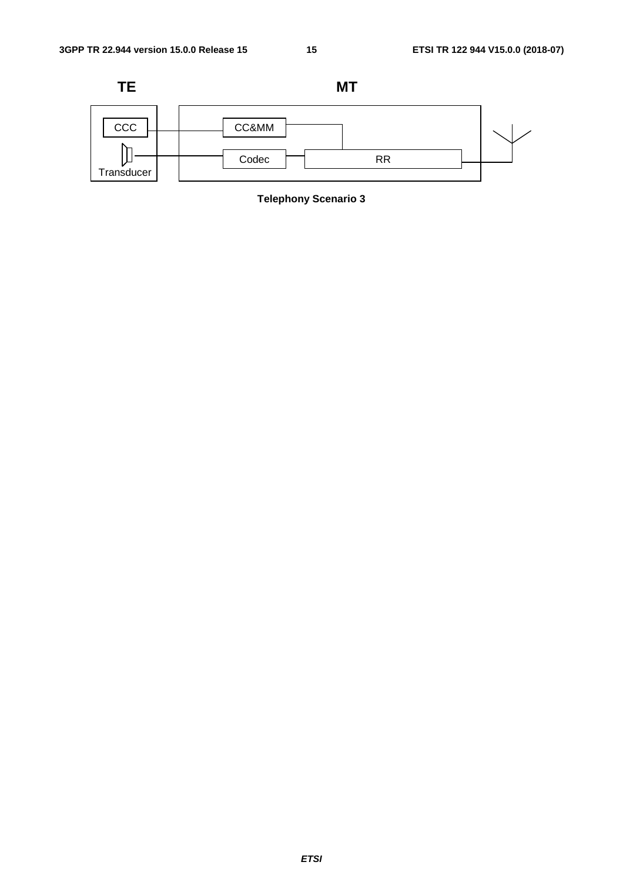TE

MT

CCC

CC&MM

Codec

RR

Transducer

**Telephony Scenario 3**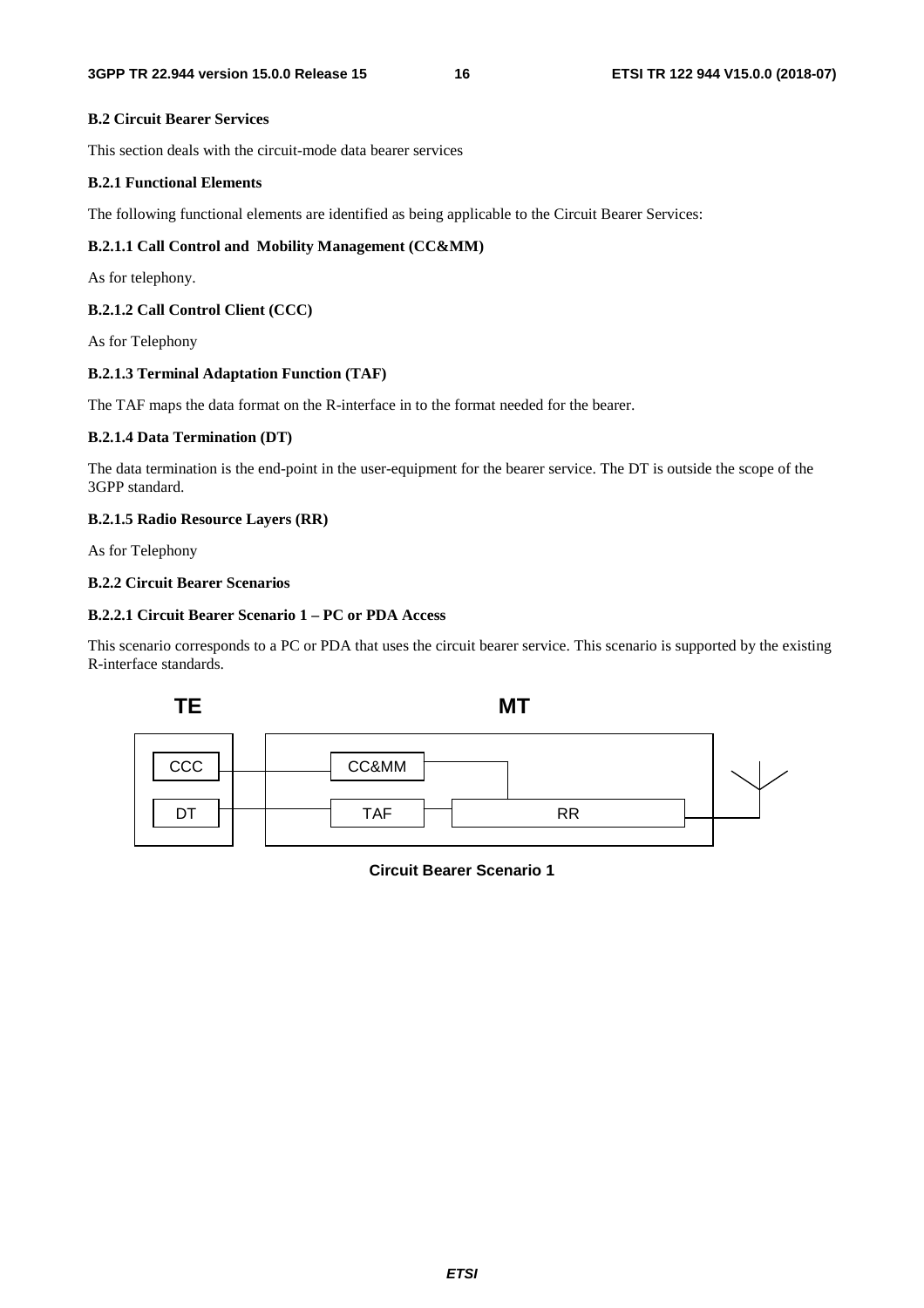### B.2 Circuit Bearer Services

This section deals with the circuit-mode data bearer services

### B.2.1 Functional Elements

The following functional elements are identified as being applicable to the Circuit Bearer Services:

#### B.2.1.1 Call Control and Mobility Management (CC&MM)

As for telephony.

#### B.2.1.2 Call Control Client (CCC)

As for Telephony

#### B.2.1.3 Terminal Adaptation Function (TAF)

The TAF maps the data format on the R-interface in to the format needed for the bearer.

#### B.2.1.4 Data Termination (DT)

The data termination is the end-point in the user-equipment for the bearer service. The DT is outside the scope of the 3GPP standard.

#### B.2.1.5 Radio Resource Layers (RR)

As for Telephony

### B.2.2 Circuit Bearer Scenarios

#### B.2.2.1 Circuit Bearer Scenario 1 – PC or PDA Access

This scenario corresponds to a PC or PDA that uses the circuit bearer service. This scenario is supported by the existing R-interface standards.

TE: CCC, DT | MT: CC&MM, TAF, RR

**Circuit Bearer Scenario 1**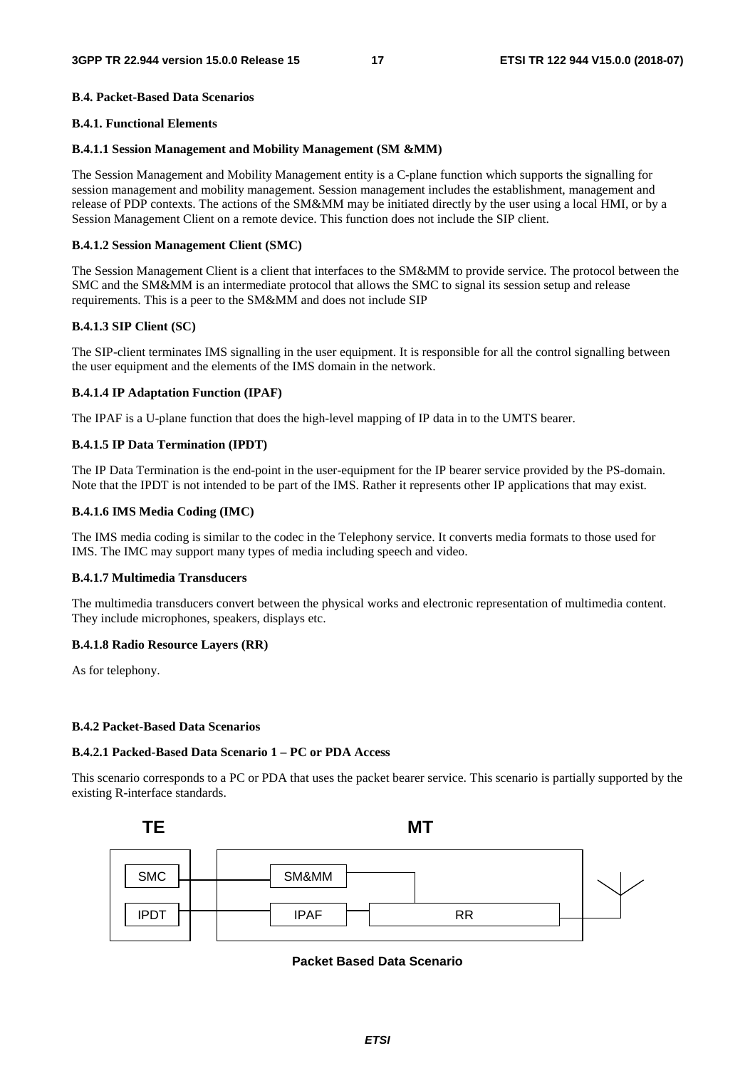#### B.4. Packet-Based Data Scenarios

#### B.4.1. Functional Elements

#### B.4.1.1 Session Management and Mobility Management (SM &MM)

The Session Management and Mobility Management entity is a C-plane function which supports the signalling for session management and mobility management. Session management includes the establishment, management and release of PDP contexts. The actions of the SM&MM may be initiated directly by the user using a local HMI, or by a Session Management Client on a remote device. This function does not include the SIP client.

#### B.4.1.2 Session Management Client (SMC)

The Session Management Client is a client that interfaces to the SM&MM to provide service. The protocol between the SMC and the SM&MM is an intermediate protocol that allows the SMC to signal its session setup and release requirements. This is a peer to the SM&MM and does not include SIP

#### B.4.1.3 SIP Client (SC)

The SIP-client terminates IMS signalling in the user equipment. It is responsible for all the control signalling between the user equipment and the elements of the IMS domain in the network.

#### B.4.1.4 IP Adaptation Function (IPAF)

The IPAF is a U-plane function that does the high-level mapping of IP data in to the UMTS bearer.

#### B.4.1.5 IP Data Termination (IPDT)

The IP Data Termination is the end-point in the user-equipment for the IP bearer service provided by the PS-domain. Note that the IPDT is not intended to be part of the IMS. Rather it represents other IP applications that may exist.

#### B.4.1.6 IMS Media Coding (IMC)

The IMS media coding is similar to the codec in the Telephony service. It converts media formats to those used for IMS. The IMC may support many types of media including speech and video.

#### B.4.1.7 Multimedia Transducers

The multimedia transducers convert between the physical works and electronic representation of multimedia content. They include microphones, speakers, displays etc.

#### B.4.1.8 Radio Resource Layers (RR)

As for telephony.

#### B.4.2 Packet-Based Data Scenarios

#### B.4.2.1 Packed-Based Data Scenario 1 – PC or PDA Access

This scenario corresponds to a PC or PDA that uses the packet bearer service. This scenario is partially supported by the existing R-interface standards.

TE MT

SMC SM&MM

IPDT IPAF RR

**Packet Based Data Scenario**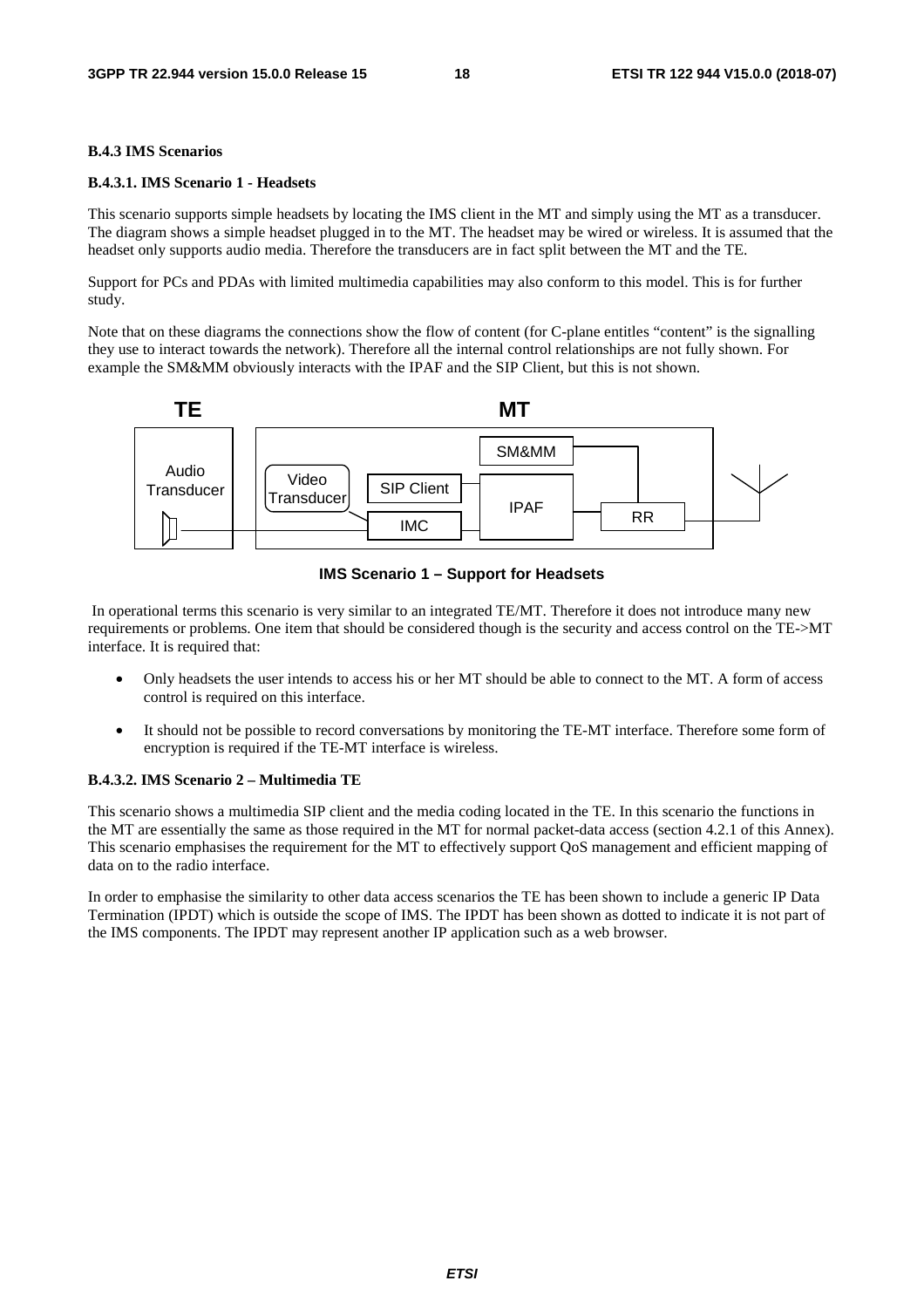#### B.4.3 IMS Scenarios

##### B.4.3.1. IMS Scenario 1 - Headsets

This scenario supports simple headsets by locating the IMS client in the MT and simply using the MT as a transducer. The diagram shows a simple headset plugged in to the MT. The headset may be wired or wireless. It is assumed that the headset only supports audio media. Therefore the transducers are in fact split between the MT and the TE.

Support for PCs and PDAs with limited multimedia capabilities may also conform to this model. This is for further study.

Note that on these diagrams the connections show the flow of content (for C-plane entitles "content" is the signalling they use to interact towards the network). Therefore all the internal control relationships are not fully shown. For example the SM&MM obviously interacts with the IPAF and the SIP Client, but this is not shown.

**IMS Scenario 1 – Support for Headsets**

In operational terms this scenario is very similar to an integrated TE/MT. Therefore it does not introduce many new requirements or problems. One item that should be considered though is the security and access control on the TE->MT interface. It is required that:

- Only headsets the user intends to access his or her MT should be able to connect to the MT. A form of access control is required on this interface.
- It should not be possible to record conversations by monitoring the TE-MT interface. Therefore some form of encryption is required if the TE-MT interface is wireless.

##### B.4.3.2. IMS Scenario 2 – Multimedia TE

This scenario shows a multimedia SIP client and the media coding located in the TE. In this scenario the functions in the MT are essentially the same as those required in the MT for normal packet-data access (section 4.2.1 of this Annex). This scenario emphasises the requirement for the MT to effectively support QoS management and efficient mapping of data on to the radio interface.

In order to emphasise the similarity to other data access scenarios the TE has been shown to include a generic IP Data Termination (IPDT) which is outside the scope of IMS. The IPDT has been shown as dotted to indicate it is not part of the IMS components. The IPDT may represent another IP application such as a web browser.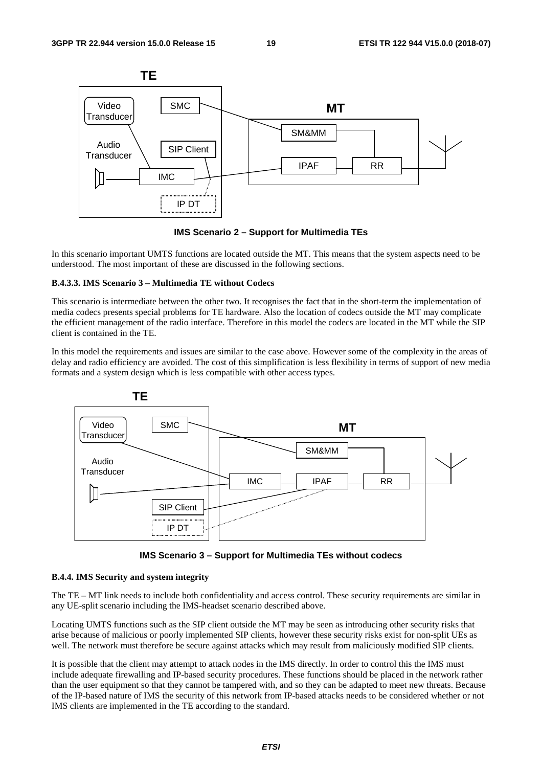**IMS Scenario 2 – Support for Multimedia TEs**

In this scenario important UMTS functions are located outside the MT. This means that the system aspects need to be understood. The most important of these are discussed in the following sections.

#### B.4.3.3. IMS Scenario 3 – Multimedia TE without Codecs

This scenario is intermediate between the other two. It recognises the fact that in the short-term the implementation of media codecs presents special problems for TE hardware. Also the location of codecs outside the MT may complicate the efficient management of the radio interface. Therefore in this model the codecs are located in the MT while the SIP client is contained in the TE.

In this model the requirements and issues are similar to the case above. However some of the complexity in the areas of delay and radio efficiency are avoided. The cost of this simplification is less flexibility in terms of support of new media formats and a system design which is less compatible with other access types.

**IMS Scenario 3 – Support for Multimedia TEs without codecs**

### B.4.4. IMS Security and system integrity

The TE – MT link needs to include both confidentiality and access control. These security requirements are similar in any UE-split scenario including the IMS-headset scenario described above.

Locating UMTS functions such as the SIP client outside the MT may be seen as introducing other security risks that arise because of malicious or poorly implemented SIP clients, however these security risks exist for non-split UEs as well. The network must therefore be secure against attacks which may result from maliciously modified SIP clients.

It is possible that the client may attempt to attack nodes in the IMS directly. In order to control this the IMS must include adequate firewalling and IP-based security procedures. These functions should be placed in the network rather than the user equipment so that they cannot be tampered with, and so they can be adapted to meet new threats. Because of the IP-based nature of IMS the security of this network from IP-based attacks needs to be considered whether or not IMS clients are implemented in the TE according to the standard.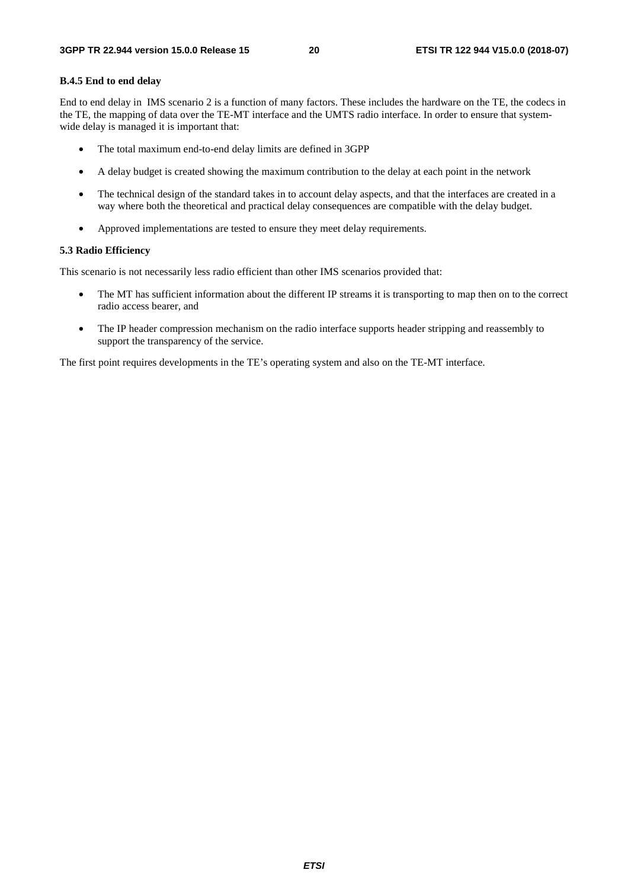#### B.4.5 End to end delay

End to end delay in IMS scenario 2 is a function of many factors. These includes the hardware on the TE, the codecs in the TE, the mapping of data over the TE-MT interface and the UMTS radio interface. In order to ensure that system-wide delay is managed it is important that:

- The total maximum end-to-end delay limits are defined in 3GPP
- A delay budget is created showing the maximum contribution to the delay at each point in the network
- The technical design of the standard takes in to account delay aspects, and that the interfaces are created in a way where both the theoretical and practical delay consequences are compatible with the delay budget.
- Approved implementations are tested to ensure they meet delay requirements.

#### 5.3 Radio Efficiency

This scenario is not necessarily less radio efficient than other IMS scenarios provided that:

- The MT has sufficient information about the different IP streams it is transporting to map then on to the correct radio access bearer, and
- The IP header compression mechanism on the radio interface supports header stripping and reassembly to support the transparency of the service.

The first point requires developments in the TE's operating system and also on the TE-MT interface.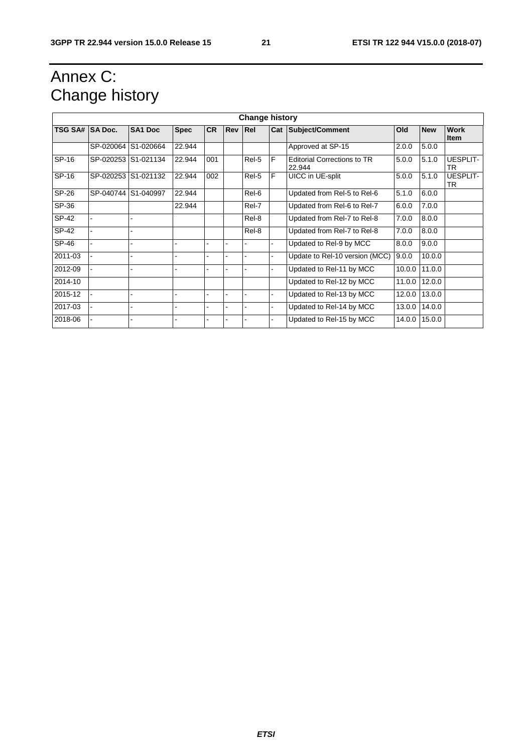# Annex C: Change history

| Change history | | | | | | | | | | | |
|---|---|---|---|---|---|---|---|---|---|---|---|
| **TSG SA#** | **SA Doc.** | **SA1 Doc** | **Spec** | **CR** | **Rev** | **Rel** | **Cat** | **Subject/Comment** | **Old** | **New** | **Work Item** |
| | SP-020064 | S1-020664 | 22.944 | | | | | Approved at SP-15 | 2.0.0 | 5.0.0 | |
| SP-16 | SP-020253 | S1-021134 | 22.944 | 001 | | Rel-5 | F | Editorial Corrections to TR 22.944 | 5.0.0 | 5.1.0 | UESPLIT-TR |
| SP-16 | SP-020253 | S1-021132 | 22.944 | 002 | | Rel-5 | F | UICC in UE-split | 5.0.0 | 5.1.0 | UESPLIT-TR |
| SP-26 | SP-040744 | S1-040997 | 22.944 | | | Rel-6 | | Updated from Rel-5 to Rel-6 | 5.1.0 | 6.0.0 | |
| SP-36 | | | 22.944 | | | Rel-7 | | Updated from Rel-6 to Rel-7 | 6.0.0 | 7.0.0 | |
| SP-42 | - | - | | | | Rel-8 | | Updated from Rel-7 to Rel-8 | 7.0.0 | 8.0.0 | |
| SP-42 | - | - | | | | Rel-8 | | Updated from Rel-7 to Rel-8 | 7.0.0 | 8.0.0 | |
| SP-46 | - | - | - | - | - | - | - | Updated to Rel-9 by MCC | 8.0.0 | 9.0.0 | |
| 2011-03 | - | - | - | - | - | - | - | Update to Rel-10 version (MCC) | 9.0.0 | 10.0.0 | |
| 2012-09 | - | - | - | - | - | - | - | Updated to Rel-11 by MCC | 10.0.0 | 11.0.0 | |
| 2014-10 | | | | | | | | Updated to Rel-12 by MCC | 11.0.0 | 12.0.0 | |
| 2015-12 | - | - | - | - | - | - | - | Updated to Rel-13 by MCC | 12.0.0 | 13.0.0 | |
| 2017-03 | - | - | - | - | - | - | - | Updated to Rel-14 by MCC | 13.0.0 | 14.0.0 | |
| 2018-06 | - | - | - | - | - | - | - | Updated to Rel-15 by MCC | 14.0.0 | 15.0.0 | |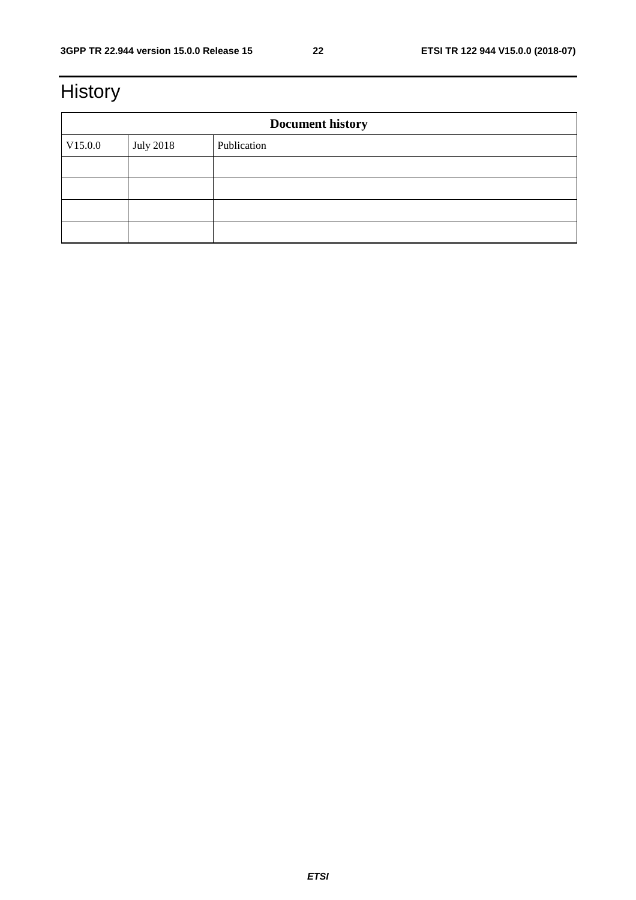# History

| Document history | | |
|---|---|---|
| V15.0.0 | July 2018 | Publication |
| | | |
| | | |
| | | |
| | | |